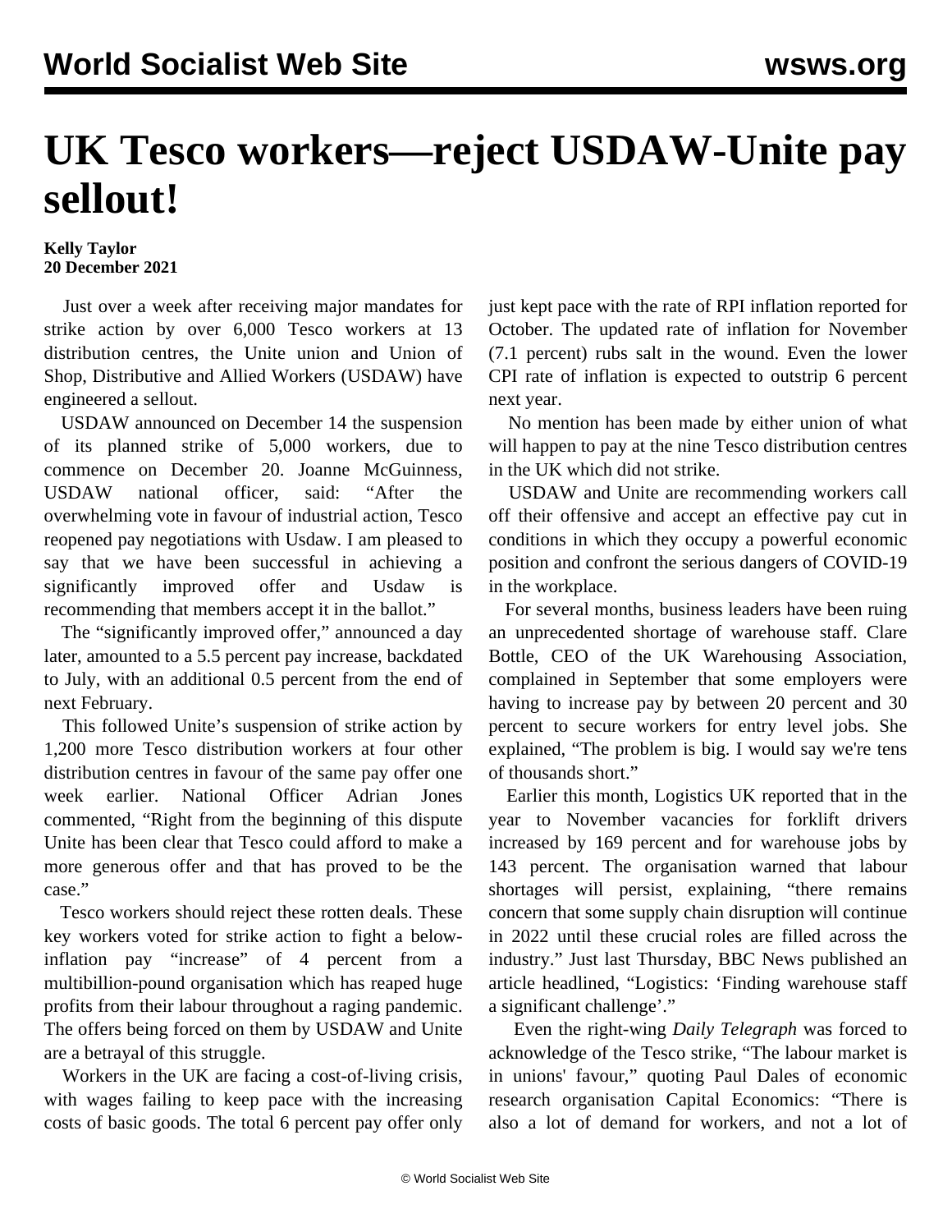# UK Tesco workers—reject USDAW-Unite pay sellout!

**Kelly Taylor**
**20 December 2021**

Just over a week after receiving major mandates for strike action by over 6,000 Tesco workers at 13 distribution centres, the Unite union and Union of Shop, Distributive and Allied Workers (USDAW) have engineered a sellout.

USDAW announced on December 14 the suspension of its planned strike of 5,000 workers, due to commence on December 20. Joanne McGuinness, USDAW national officer, said: "After the overwhelming vote in favour of industrial action, Tesco reopened pay negotiations with Usdaw. I am pleased to say that we have been successful in achieving a significantly improved offer and Usdaw is recommending that members accept it in the ballot."

The "significantly improved offer," announced a day later, amounted to a 5.5 percent pay increase, backdated to July, with an additional 0.5 percent from the end of next February.

This followed Unite's suspension of strike action by 1,200 more Tesco distribution workers at four other distribution centres in favour of the same pay offer one week earlier. National Officer Adrian Jones commented, "Right from the beginning of this dispute Unite has been clear that Tesco could afford to make a more generous offer and that has proved to be the case."

Tesco workers should reject these rotten deals. These key workers voted for strike action to fight a below-inflation pay "increase" of 4 percent from a multibillion-pound organisation which has reaped huge profits from their labour throughout a raging pandemic. The offers being forced on them by USDAW and Unite are a betrayal of this struggle.

Workers in the UK are facing a cost-of-living crisis, with wages failing to keep pace with the increasing costs of basic goods. The total 6 percent pay offer only just kept pace with the rate of RPI inflation reported for October. The updated rate of inflation for November (7.1 percent) rubs salt in the wound. Even the lower CPI rate of inflation is expected to outstrip 6 percent next year.

No mention has been made by either union of what will happen to pay at the nine Tesco distribution centres in the UK which did not strike.

USDAW and Unite are recommending workers call off their offensive and accept an effective pay cut in conditions in which they occupy a powerful economic position and confront the serious dangers of COVID-19 in the workplace.

For several months, business leaders have been ruing an unprecedented shortage of warehouse staff. Clare Bottle, CEO of the UK Warehousing Association, complained in September that some employers were having to increase pay by between 20 percent and 30 percent to secure workers for entry level jobs. She explained, "The problem is big. I would say we're tens of thousands short."

Earlier this month, Logistics UK reported that in the year to November vacancies for forklift drivers increased by 169 percent and for warehouse jobs by 143 percent. The organisation warned that labour shortages will persist, explaining, "there remains concern that some supply chain disruption will continue in 2022 until these crucial roles are filled across the industry." Just last Thursday, BBC News published an article headlined, "Logistics: 'Finding warehouse staff a significant challenge'."

Even the right-wing *Daily Telegraph* was forced to acknowledge of the Tesco strike, "The labour market is in unions' favour," quoting Paul Dales of economic research organisation Capital Economics: "There is also a lot of demand for workers, and not a lot of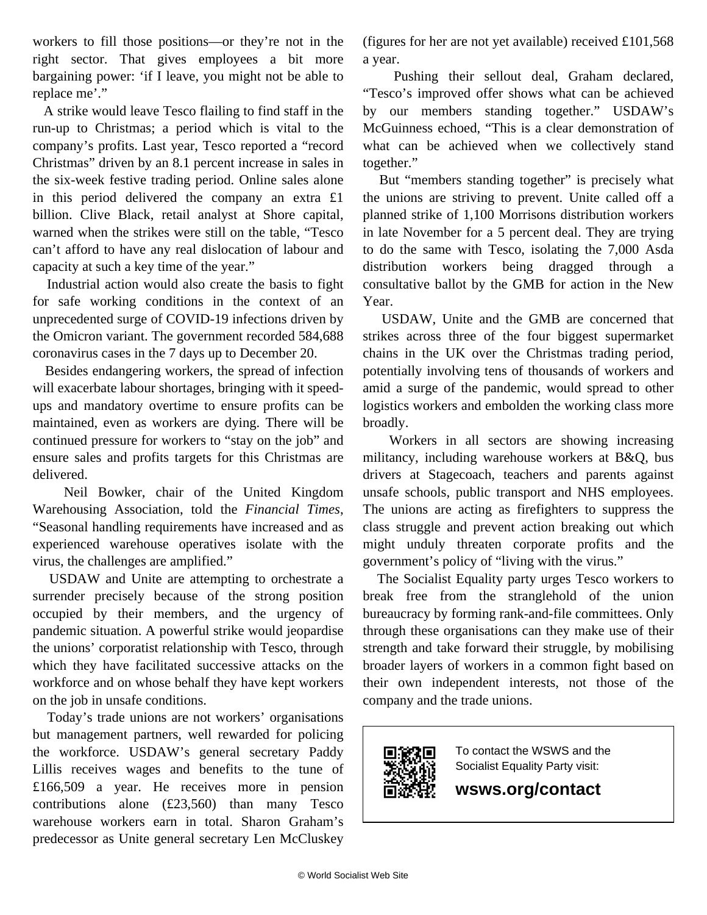workers to fill those positions—or they're not in the right sector. That gives employees a bit more bargaining power: 'if I leave, you might not be able to replace me'."

A strike would leave Tesco flailing to find staff in the run-up to Christmas; a period which is vital to the company's profits. Last year, Tesco reported a "record Christmas" driven by an 8.1 percent increase in sales in the six-week festive trading period. Online sales alone in this period delivered the company an extra £1 billion. Clive Black, retail analyst at Shore capital, warned when the strikes were still on the table, "Tesco can't afford to have any real dislocation of labour and capacity at such a key time of the year."

Industrial action would also create the basis to fight for safe working conditions in the context of an unprecedented surge of COVID-19 infections driven by the Omicron variant. The government recorded 584,688 coronavirus cases in the 7 days up to December 20.

Besides endangering workers, the spread of infection will exacerbate labour shortages, bringing with it speed-ups and mandatory overtime to ensure profits can be maintained, even as workers are dying. There will be continued pressure for workers to "stay on the job" and ensure sales and profits targets for this Christmas are delivered.

Neil Bowker, chair of the United Kingdom Warehousing Association, told the *Financial Times*, "Seasonal handling requirements have increased and as experienced warehouse operatives isolate with the virus, the challenges are amplified."

USDAW and Unite are attempting to orchestrate a surrender precisely because of the strong position occupied by their members, and the urgency of pandemic situation. A powerful strike would jeopardise the unions' corporatist relationship with Tesco, through which they have facilitated successive attacks on the workforce and on whose behalf they have kept workers on the job in unsafe conditions.

Today's trade unions are not workers' organisations but management partners, well rewarded for policing the workforce. USDAW's general secretary Paddy Lillis receives wages and benefits to the tune of £166,509 a year. He receives more in pension contributions alone (£23,560) than many Tesco warehouse workers earn in total. Sharon Graham's predecessor as Unite general secretary Len McCluskey (figures for her are not yet available) received £101,568 a year.

Pushing their sellout deal, Graham declared, "Tesco's improved offer shows what can be achieved by our members standing together." USDAW's McGuinness echoed, "This is a clear demonstration of what can be achieved when we collectively stand together."

But "members standing together" is precisely what the unions are striving to prevent. Unite called off a planned strike of 1,100 Morrisons distribution workers in late November for a 5 percent deal. They are trying to do the same with Tesco, isolating the 7,000 Asda distribution workers being dragged through a consultative ballot by the GMB for action in the New Year.

USDAW, Unite and the GMB are concerned that strikes across three of the four biggest supermarket chains in the UK over the Christmas trading period, potentially involving tens of thousands of workers and amid a surge of the pandemic, would spread to other logistics workers and embolden the working class more broadly.

Workers in all sectors are showing increasing militancy, including warehouse workers at B&Q, bus drivers at Stagecoach, teachers and parents against unsafe schools, public transport and NHS employees. The unions are acting as firefighters to suppress the class struggle and prevent action breaking out which might unduly threaten corporate profits and the government's policy of "living with the virus."

The Socialist Equality party urges Tesco workers to break free from the stranglehold of the union bureaucracy by forming rank-and-file committees. Only through these organisations can they make use of their strength and take forward their struggle, by mobilising broader layers of workers in a common fight based on their own independent interests, not those of the company and the trade unions.

To contact the WSWS and the Socialist Equality Party visit:

**wsws.org/contact**